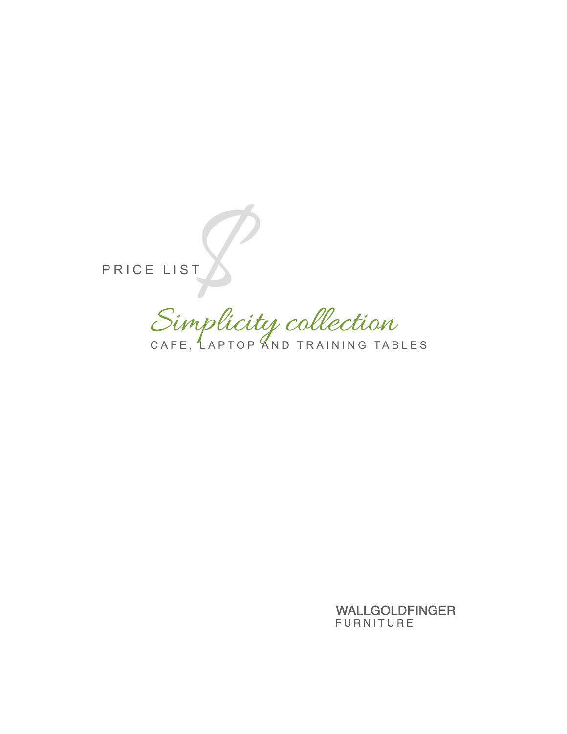PRICE LIST

# Simplicity collection

CAFE, LAPTOP AND TRAINING TABLES

WALLGOLDFINGER
FURNITURE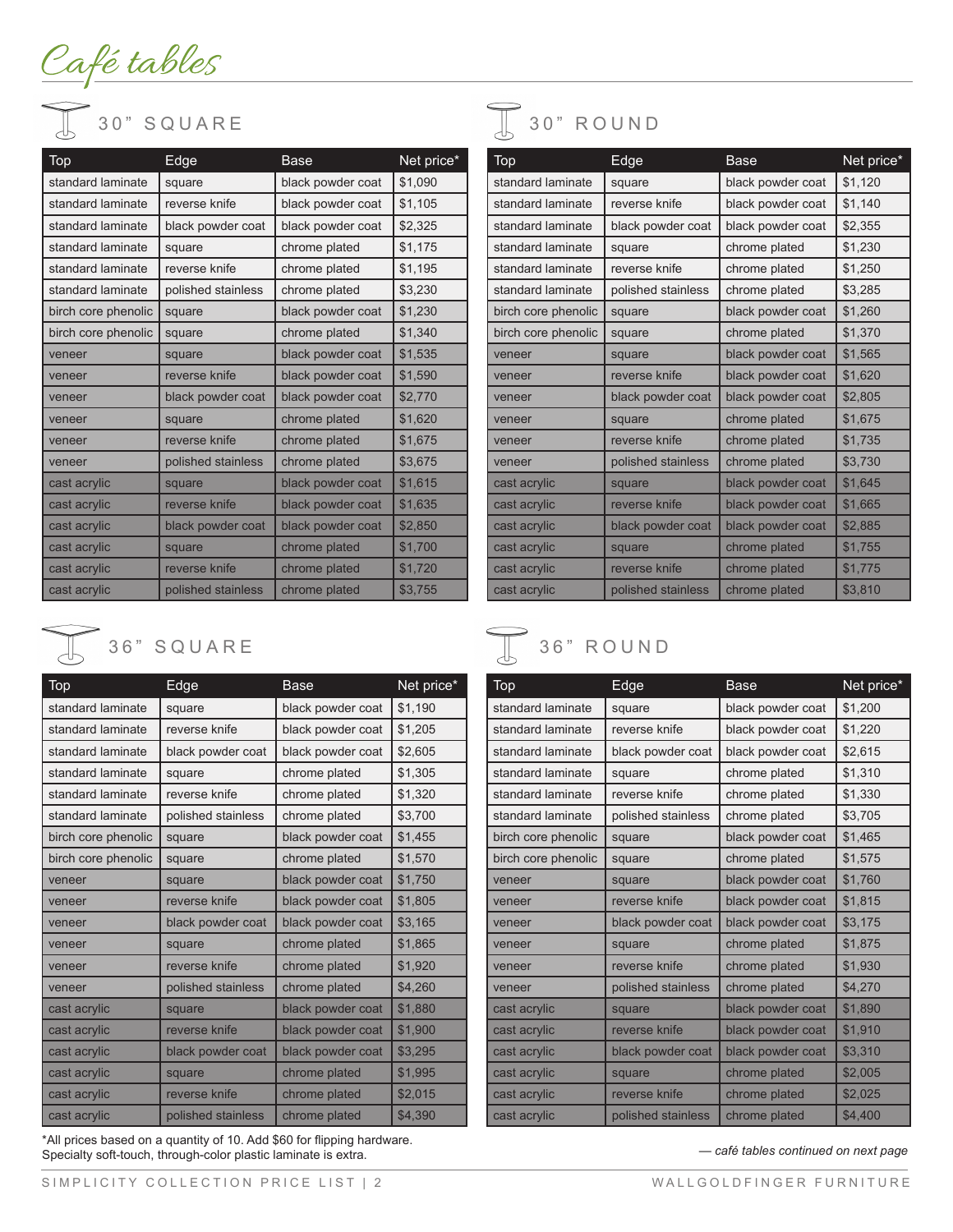# Café tables

## 30" SQUARE

| Top | Edge | Base | Net price* |
|---|---|---|---|
| standard laminate | square | black powder coat | $1,090 |
| standard laminate | reverse knife | black powder coat | $1,105 |
| standard laminate | black powder coat | black powder coat | $2,325 |
| standard laminate | square | chrome plated | $1,175 |
| standard laminate | reverse knife | chrome plated | $1,195 |
| standard laminate | polished stainless | chrome plated | $3,230 |
| birch core phenolic | square | black powder coat | $1,230 |
| birch core phenolic | square | chrome plated | $1,340 |
| veneer | square | black powder coat | $1,535 |
| veneer | reverse knife | black powder coat | $1,590 |
| veneer | black powder coat | black powder coat | $2,770 |
| veneer | square | chrome plated | $1,620 |
| veneer | reverse knife | chrome plated | $1,675 |
| veneer | polished stainless | chrome plated | $3,675 |
| cast acrylic | square | black powder coat | $1,615 |
| cast acrylic | reverse knife | black powder coat | $1,635 |
| cast acrylic | black powder coat | black powder coat | $2,850 |
| cast acrylic | square | chrome plated | $1,700 |
| cast acrylic | reverse knife | chrome plated | $1,720 |
| cast acrylic | polished stainless | chrome plated | $3,755 |

## 30" ROUND

| Top | Edge | Base | Net price* |
|---|---|---|---|
| standard laminate | square | black powder coat | $1,120 |
| standard laminate | reverse knife | black powder coat | $1,140 |
| standard laminate | black powder coat | black powder coat | $2,355 |
| standard laminate | square | chrome plated | $1,230 |
| standard laminate | reverse knife | chrome plated | $1,250 |
| standard laminate | polished stainless | chrome plated | $3,285 |
| birch core phenolic | square | black powder coat | $1,260 |
| birch core phenolic | square | chrome plated | $1,370 |
| veneer | square | black powder coat | $1,565 |
| veneer | reverse knife | black powder coat | $1,620 |
| veneer | black powder coat | black powder coat | $2,805 |
| veneer | square | chrome plated | $1,675 |
| veneer | reverse knife | chrome plated | $1,735 |
| veneer | polished stainless | chrome plated | $3,730 |
| cast acrylic | square | black powder coat | $1,645 |
| cast acrylic | reverse knife | black powder coat | $1,665 |
| cast acrylic | black powder coat | black powder coat | $2,885 |
| cast acrylic | square | chrome plated | $1,755 |
| cast acrylic | reverse knife | chrome plated | $1,775 |
| cast acrylic | polished stainless | chrome plated | $3,810 |

## 36" SQUARE

| Top | Edge | Base | Net price* |
|---|---|---|---|
| standard laminate | square | black powder coat | $1,190 |
| standard laminate | reverse knife | black powder coat | $1,205 |
| standard laminate | black powder coat | black powder coat | $2,605 |
| standard laminate | square | chrome plated | $1,305 |
| standard laminate | reverse knife | chrome plated | $1,320 |
| standard laminate | polished stainless | chrome plated | $3,700 |
| birch core phenolic | square | black powder coat | $1,455 |
| birch core phenolic | square | chrome plated | $1,570 |
| veneer | square | black powder coat | $1,750 |
| veneer | reverse knife | black powder coat | $1,805 |
| veneer | black powder coat | black powder coat | $3,165 |
| veneer | square | chrome plated | $1,865 |
| veneer | reverse knife | chrome plated | $1,920 |
| veneer | polished stainless | chrome plated | $4,260 |
| cast acrylic | square | black powder coat | $1,880 |
| cast acrylic | reverse knife | black powder coat | $1,900 |
| cast acrylic | black powder coat | black powder coat | $3,295 |
| cast acrylic | square | chrome plated | $1,995 |
| cast acrylic | reverse knife | chrome plated | $2,015 |
| cast acrylic | polished stainless | chrome plated | $4,390 |

## 36" ROUND

| Top | Edge | Base | Net price* |
|---|---|---|---|
| standard laminate | square | black powder coat | $1,200 |
| standard laminate | reverse knife | black powder coat | $1,220 |
| standard laminate | black powder coat | black powder coat | $2,615 |
| standard laminate | square | chrome plated | $1,310 |
| standard laminate | reverse knife | chrome plated | $1,330 |
| standard laminate | polished stainless | chrome plated | $3,705 |
| birch core phenolic | square | black powder coat | $1,465 |
| birch core phenolic | square | chrome plated | $1,575 |
| veneer | square | black powder coat | $1,760 |
| veneer | reverse knife | black powder coat | $1,815 |
| veneer | black powder coat | black powder coat | $3,175 |
| veneer | square | chrome plated | $1,875 |
| veneer | reverse knife | chrome plated | $1,930 |
| veneer | polished stainless | chrome plated | $4,270 |
| cast acrylic | square | black powder coat | $1,890 |
| cast acrylic | reverse knife | black powder coat | $1,910 |
| cast acrylic | black powder coat | black powder coat | $3,310 |
| cast acrylic | square | chrome plated | $2,005 |
| cast acrylic | reverse knife | chrome plated | $2,025 |
| cast acrylic | polished stainless | chrome plated | $4,400 |

*All prices based on a quantity of 10. Add $60 for flipping hardware.
Specialty soft-touch, through-color plastic laminate is extra.

*— café tables continued on next page*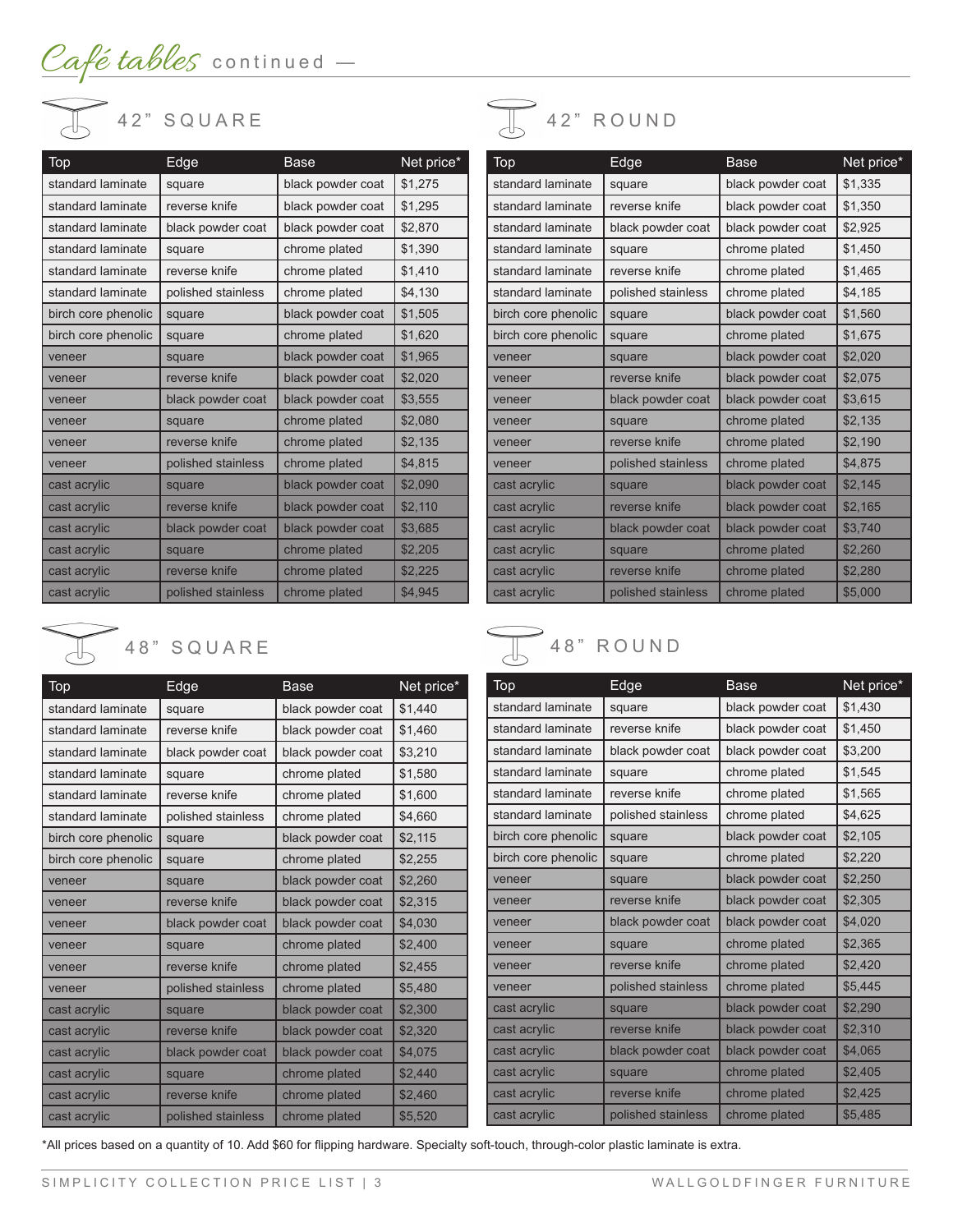# Café tables continued —

## 42" SQUARE

| Top | Edge | Base | Net price* |
|---|---|---|---|
| standard laminate | square | black powder coat | $1,275 |
| standard laminate | reverse knife | black powder coat | $1,295 |
| standard laminate | black powder coat | black powder coat | $2,870 |
| standard laminate | square | chrome plated | $1,390 |
| standard laminate | reverse knife | chrome plated | $1,410 |
| standard laminate | polished stainless | chrome plated | $4,130 |
| birch core phenolic | square | black powder coat | $1,505 |
| birch core phenolic | square | chrome plated | $1,620 |
| veneer | square | black powder coat | $1,965 |
| veneer | reverse knife | black powder coat | $2,020 |
| veneer | black powder coat | black powder coat | $3,555 |
| veneer | square | chrome plated | $2,080 |
| veneer | reverse knife | chrome plated | $2,135 |
| veneer | polished stainless | chrome plated | $4,815 |
| cast acrylic | square | black powder coat | $2,090 |
| cast acrylic | reverse knife | black powder coat | $2,110 |
| cast acrylic | black powder coat | black powder coat | $3,685 |
| cast acrylic | square | chrome plated | $2,205 |
| cast acrylic | reverse knife | chrome plated | $2,225 |
| cast acrylic | polished stainless | chrome plated | $4,945 |

## 42" ROUND

| Top | Edge | Base | Net price* |
|---|---|---|---|
| standard laminate | square | black powder coat | $1,335 |
| standard laminate | reverse knife | black powder coat | $1,350 |
| standard laminate | black powder coat | black powder coat | $2,925 |
| standard laminate | square | chrome plated | $1,450 |
| standard laminate | reverse knife | chrome plated | $1,465 |
| standard laminate | polished stainless | chrome plated | $4,185 |
| birch core phenolic | square | black powder coat | $1,560 |
| birch core phenolic | square | chrome plated | $1,675 |
| veneer | square | black powder coat | $2,020 |
| veneer | reverse knife | black powder coat | $2,075 |
| veneer | black powder coat | black powder coat | $3,615 |
| veneer | square | chrome plated | $2,135 |
| veneer | reverse knife | chrome plated | $2,190 |
| veneer | polished stainless | chrome plated | $4,875 |
| cast acrylic | square | black powder coat | $2,145 |
| cast acrylic | reverse knife | black powder coat | $2,165 |
| cast acrylic | black powder coat | black powder coat | $3,740 |
| cast acrylic | square | chrome plated | $2,260 |
| cast acrylic | reverse knife | chrome plated | $2,280 |
| cast acrylic | polished stainless | chrome plated | $5,000 |

## 48" SQUARE

| Top | Edge | Base | Net price* |
|---|---|---|---|
| standard laminate | square | black powder coat | $1,440 |
| standard laminate | reverse knife | black powder coat | $1,460 |
| standard laminate | black powder coat | black powder coat | $3,210 |
| standard laminate | square | chrome plated | $1,580 |
| standard laminate | reverse knife | chrome plated | $1,600 |
| standard laminate | polished stainless | chrome plated | $4,660 |
| birch core phenolic | square | black powder coat | $2,115 |
| birch core phenolic | square | chrome plated | $2,255 |
| veneer | square | black powder coat | $2,260 |
| veneer | reverse knife | black powder coat | $2,315 |
| veneer | black powder coat | black powder coat | $4,030 |
| veneer | square | chrome plated | $2,400 |
| veneer | reverse knife | chrome plated | $2,455 |
| veneer | polished stainless | chrome plated | $5,480 |
| cast acrylic | square | black powder coat | $2,300 |
| cast acrylic | reverse knife | black powder coat | $2,320 |
| cast acrylic | black powder coat | black powder coat | $4,075 |
| cast acrylic | square | chrome plated | $2,440 |
| cast acrylic | reverse knife | chrome plated | $2,460 |
| cast acrylic | polished stainless | chrome plated | $5,520 |

## 48" ROUND

| Top | Edge | Base | Net price* |
|---|---|---|---|
| standard laminate | square | black powder coat | $1,430 |
| standard laminate | reverse knife | black powder coat | $1,450 |
| standard laminate | black powder coat | black powder coat | $3,200 |
| standard laminate | square | chrome plated | $1,545 |
| standard laminate | reverse knife | chrome plated | $1,565 |
| standard laminate | polished stainless | chrome plated | $4,625 |
| birch core phenolic | square | black powder coat | $2,105 |
| birch core phenolic | square | chrome plated | $2,220 |
| veneer | square | black powder coat | $2,250 |
| veneer | reverse knife | black powder coat | $2,305 |
| veneer | black powder coat | black powder coat | $4,020 |
| veneer | square | chrome plated | $2,365 |
| veneer | reverse knife | chrome plated | $2,420 |
| veneer | polished stainless | chrome plated | $5,445 |
| cast acrylic | square | black powder coat | $2,290 |
| cast acrylic | reverse knife | black powder coat | $2,310 |
| cast acrylic | black powder coat | black powder coat | $4,065 |
| cast acrylic | square | chrome plated | $2,405 |
| cast acrylic | reverse knife | chrome plated | $2,425 |
| cast acrylic | polished stainless | chrome plated | $5,485 |

*All prices based on a quantity of 10. Add $60 for flipping hardware. Specialty soft-touch, through-color plastic laminate is extra.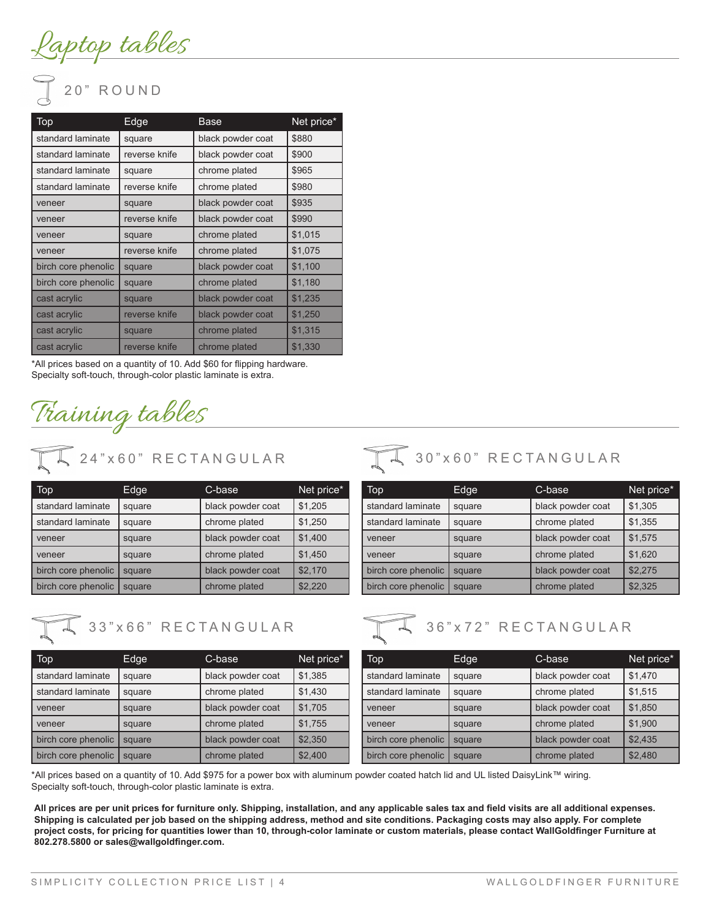# Laptop tables

## 20" ROUND

| Top | Edge | Base | Net price* |
|---|---|---|---|
| standard laminate | square | black powder coat | $880 |
| standard laminate | reverse knife | black powder coat | $900 |
| standard laminate | square | chrome plated | $965 |
| standard laminate | reverse knife | chrome plated | $980 |
| veneer | square | black powder coat | $935 |
| veneer | reverse knife | black powder coat | $990 |
| veneer | square | chrome plated | $1,015 |
| veneer | reverse knife | chrome plated | $1,075 |
| birch core phenolic | square | black powder coat | $1,100 |
| birch core phenolic | square | chrome plated | $1,180 |
| cast acrylic | square | black powder coat | $1,235 |
| cast acrylic | reverse knife | black powder coat | $1,250 |
| cast acrylic | square | chrome plated | $1,315 |
| cast acrylic | reverse knife | chrome plated | $1,330 |

*All prices based on a quantity of 10. Add $60 for flipping hardware.
Specialty soft-touch, through-color plastic laminate is extra.

# Training tables

## 24"x60" RECTANGULAR

| Top | Edge | C-base | Net price* |
|---|---|---|---|
| standard laminate | square | black powder coat | $1,205 |
| standard laminate | square | chrome plated | $1,250 |
| veneer | square | black powder coat | $1,400 |
| veneer | square | chrome plated | $1,450 |
| birch core phenolic | square | black powder coat | $2,170 |
| birch core phenolic | square | chrome plated | $2,220 |

## 30"x60" RECTANGULAR

| Top | Edge | C-base | Net price* |
|---|---|---|---|
| standard laminate | square | black powder coat | $1,305 |
| standard laminate | square | chrome plated | $1,355 |
| veneer | square | black powder coat | $1,575 |
| veneer | square | chrome plated | $1,620 |
| birch core phenolic | square | black powder coat | $2,275 |
| birch core phenolic | square | chrome plated | $2,325 |

## 33"x66" RECTANGULAR

| Top | Edge | C-base | Net price* |
|---|---|---|---|
| standard laminate | square | black powder coat | $1,385 |
| standard laminate | square | chrome plated | $1,430 |
| veneer | square | black powder coat | $1,705 |
| veneer | square | chrome plated | $1,755 |
| birch core phenolic | square | black powder coat | $2,350 |
| birch core phenolic | square | chrome plated | $2,400 |

## 36"x72" RECTANGULAR

| Top | Edge | C-base | Net price* |
|---|---|---|---|
| standard laminate | square | black powder coat | $1,470 |
| standard laminate | square | chrome plated | $1,515 |
| veneer | square | black powder coat | $1,850 |
| veneer | square | chrome plated | $1,900 |
| birch core phenolic | square | black powder coat | $2,435 |
| birch core phenolic | square | chrome plated | $2,480 |

*All prices based on a quantity of 10. Add $975 for a power box with aluminum powder coated hatch lid and UL listed DaisyLink™ wiring.
Specialty soft-touch, through-color plastic laminate is extra.

**All prices are per unit prices for furniture only. Shipping, installation, and any applicable sales tax and field visits are all additional expenses. Shipping is calculated per job based on the shipping address, method and site conditions. Packaging costs may also apply. For complete project costs, for pricing for quantities lower than 10, through-color laminate or custom materials, please contact WallGoldfinger Furniture at 802.278.5800 or sales@wallgoldfinger.com.**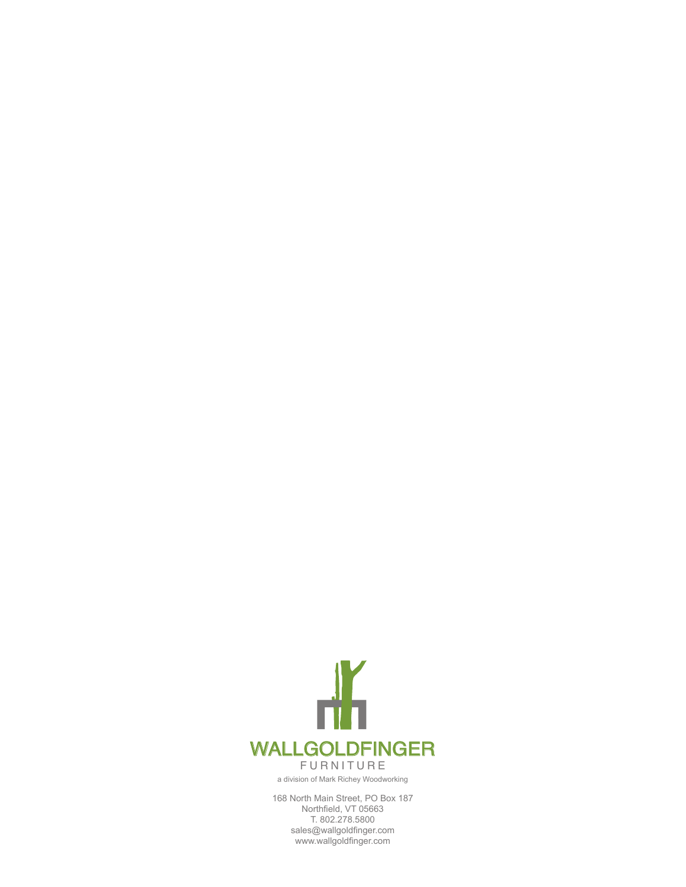WALLGOLDFINGER

FURNITURE

a division of Mark Richey Woodworking

168 North Main Street, PO Box 187
Northfield, VT 05663
T. 802.278.5800
sales@wallgoldfinger.com
www.wallgoldfinger.com